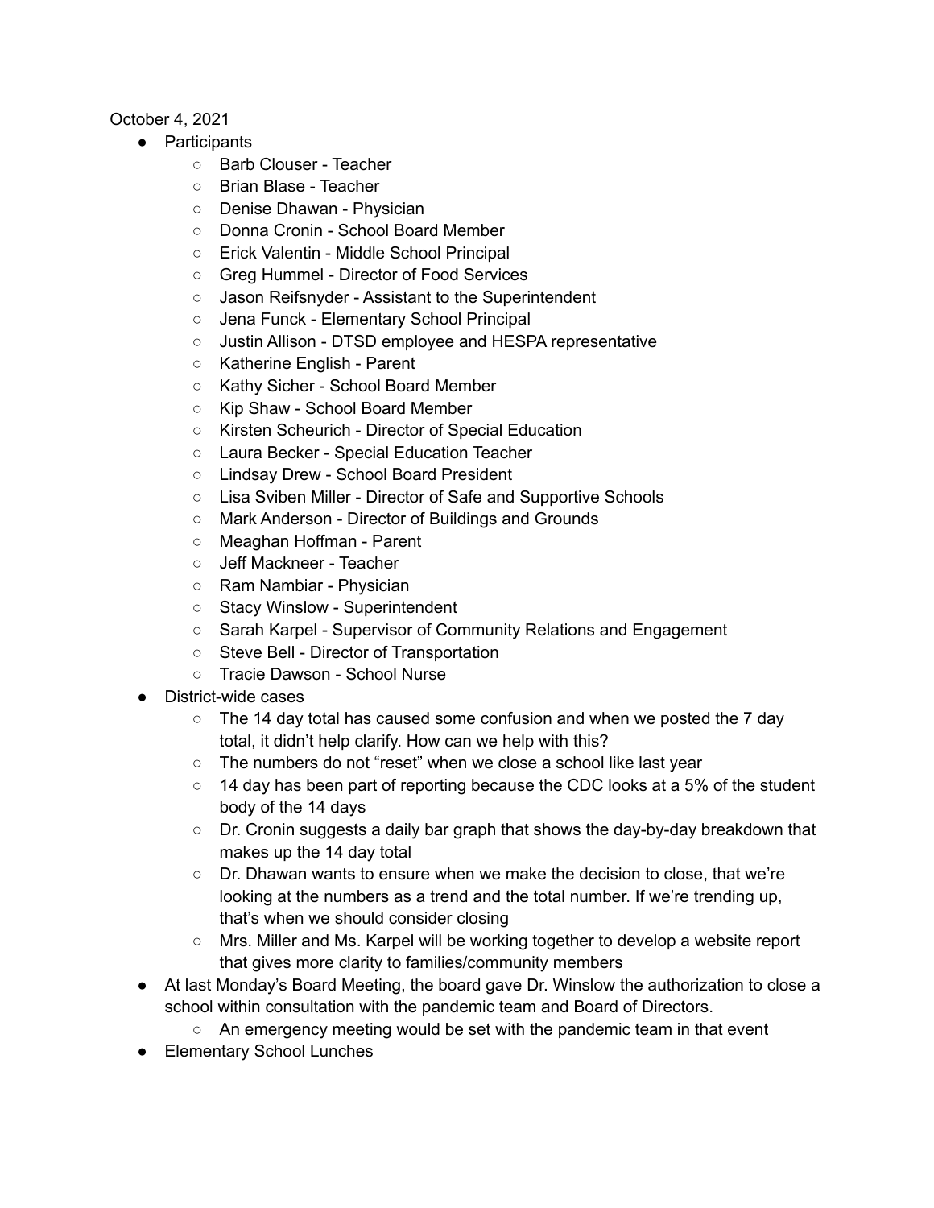October 4, 2021

- Participants
  - Barb Clouser - Teacher
  - Brian Blase - Teacher
  - Denise Dhawan - Physician
  - Donna Cronin - School Board Member
  - Erick Valentin - Middle School Principal
  - Greg Hummel - Director of Food Services
  - Jason Reifsnyder - Assistant to the Superintendent
  - Jena Funck - Elementary School Principal
  - Justin Allison - DTSD employee and HESPA representative
  - Katherine English - Parent
  - Kathy Sicher - School Board Member
  - Kip Shaw - School Board Member
  - Kirsten Scheurich - Director of Special Education
  - Laura Becker - Special Education Teacher
  - Lindsay Drew - School Board President
  - Lisa Sviben Miller - Director of Safe and Supportive Schools
  - Mark Anderson - Director of Buildings and Grounds
  - Meaghan Hoffman - Parent
  - Jeff Mackneer - Teacher
  - Ram Nambiar - Physician
  - Stacy Winslow - Superintendent
  - Sarah Karpel - Supervisor of Community Relations and Engagement
  - Steve Bell - Director of Transportation
  - Tracie Dawson - School Nurse
- District-wide cases
  - The 14 day total has caused some confusion and when we posted the 7 day total, it didn't help clarify. How can we help with this?
  - The numbers do not "reset" when we close a school like last year
  - 14 day has been part of reporting because the CDC looks at a 5% of the student body of the 14 days
  - Dr. Cronin suggests a daily bar graph that shows the day-by-day breakdown that makes up the 14 day total
  - Dr. Dhawan wants to ensure when we make the decision to close, that we're looking at the numbers as a trend and the total number. If we're trending up, that's when we should consider closing
  - Mrs. Miller and Ms. Karpel will be working together to develop a website report that gives more clarity to families/community members
- At last Monday's Board Meeting, the board gave Dr. Winslow the authorization to close a school within consultation with the pandemic team and Board of Directors.
  - An emergency meeting would be set with the pandemic team in that event
- Elementary School Lunches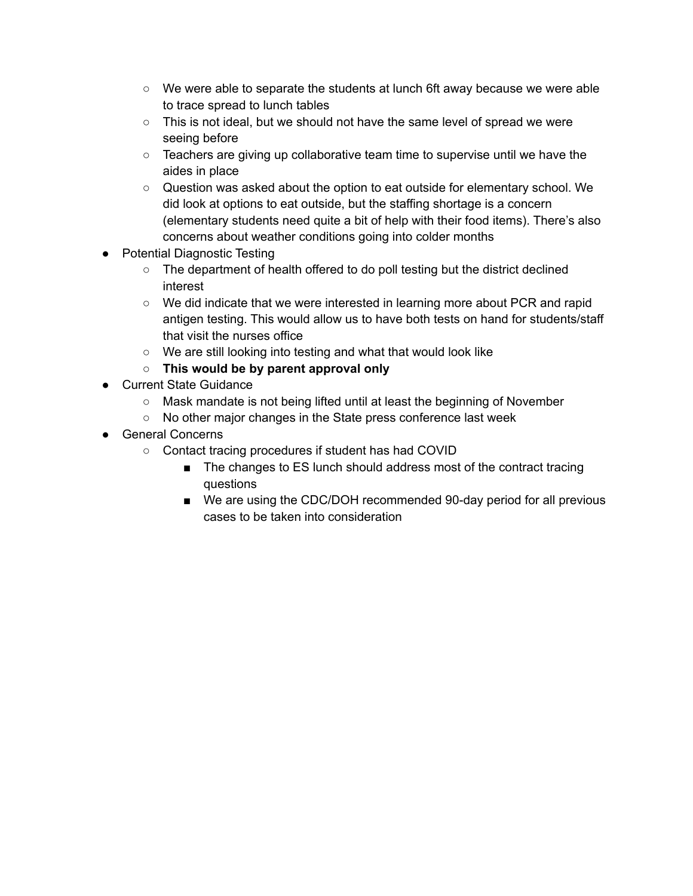- We were able to separate the students at lunch 6ft away because we were able to trace spread to lunch tables
    - This is not ideal, but we should not have the same level of spread we were seeing before
    - Teachers are giving up collaborative team time to supervise until we have the aides in place
    - Question was asked about the option to eat outside for elementary school. We did look at options to eat outside, but the staffing shortage is a concern (elementary students need quite a bit of help with their food items). There's also concerns about weather conditions going into colder months
- Potential Diagnostic Testing
    - The department of health offered to do poll testing but the district declined interest
    - We did indicate that we were interested in learning more about PCR and rapid antigen testing. This would allow us to have both tests on hand for students/staff that visit the nurses office
    - We are still looking into testing and what that would look like
    - **This would be by parent approval only**
- Current State Guidance
    - Mask mandate is not being lifted until at least the beginning of November
    - No other major changes in the State press conference last week
- General Concerns
    - Contact tracing procedures if student has had COVID
        - The changes to ES lunch should address most of the contract tracing questions
        - We are using the CDC/DOH recommended 90-day period for all previous cases to be taken into consideration